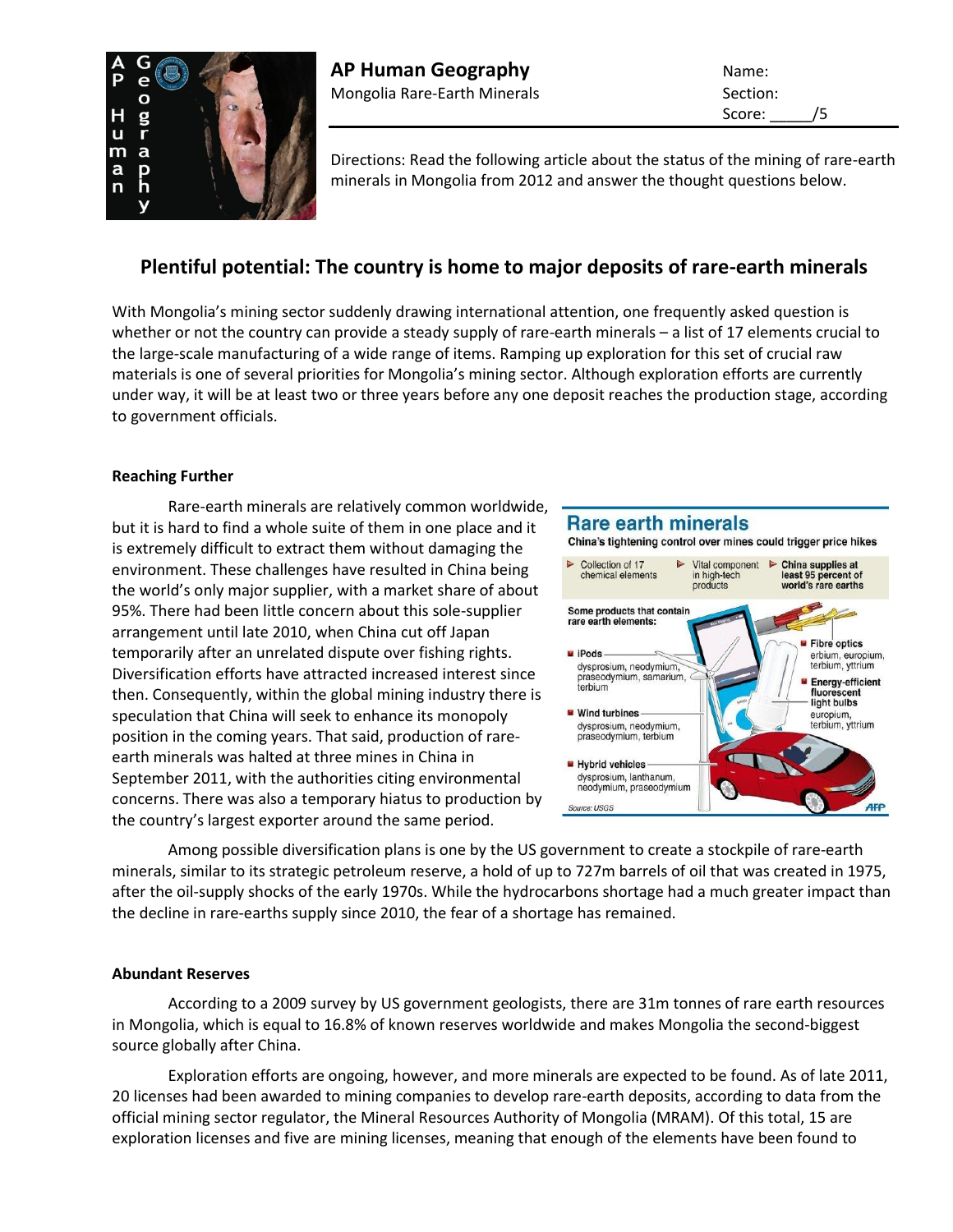# AP Human Geography

Mongolia Rare-Earth Minerals

Name:
Section:
Score: _____/5

Directions: Read the following article about the status of the mining of rare-earth minerals in Mongolia from 2012 and answer the thought questions below.

## Plentiful potential: The country is home to major deposits of rare-earth minerals

With Mongolia's mining sector suddenly drawing international attention, one frequently asked question is whether or not the country can provide a steady supply of rare-earth minerals – a list of 17 elements crucial to the large-scale manufacturing of a wide range of items. Ramping up exploration for this set of crucial raw materials is one of several priorities for Mongolia's mining sector. Although exploration efforts are currently under way, it will be at least two or three years before any one deposit reaches the production stage, according to government officials.

### Reaching Further

Rare-earth minerals are relatively common worldwide, but it is hard to find a whole suite of them in one place and it is extremely difficult to extract them without damaging the environment. These challenges have resulted in China being the world's only major supplier, with a market share of about 95%. There had been little concern about this sole-supplier arrangement until late 2010, when China cut off Japan temporarily after an unrelated dispute over fishing rights. Diversification efforts have attracted increased interest since then. Consequently, within the global mining industry there is speculation that China will seek to enhance its monopoly position in the coming years. That said, production of rare-earth minerals was halted at three mines in China in September 2011, with the authorities citing environmental concerns. There was also a temporary hiatus to production by the country's largest exporter around the same period.

**Rare earth minerals**

China's tightening control over mines could trigger price hikes

- Collection of 17 chemical elements
- Vital component in high-tech products
- **China supplies at least 95 percent of world's rare earths**

Some products that contain rare earth elements:

- **iPods**: dysprosium, neodymium, praseodymium, samarium, terbium
- **Wind turbines**: dysprosium, neodymium, praseodymium, terbium
- **Hybrid vehicles**: dysprosium, lanthanum, neodymium, praseodymium
- **Fibre optics**: erbium, europium, terbium, yttrium
- **Energy-efficient fluorescent light bulbs**: europium, terbium, yttrium

Source: USGS

AFP

Among possible diversification plans is one by the US government to create a stockpile of rare-earth minerals, similar to its strategic petroleum reserve, a hold of up to 727m barrels of oil that was created in 1975, after the oil-supply shocks of the early 1970s. While the hydrocarbons shortage had a much greater impact than the decline in rare-earths supply since 2010, the fear of a shortage has remained.

### Abundant Reserves

According to a 2009 survey by US government geologists, there are 31m tonnes of rare earth resources in Mongolia, which is equal to 16.8% of known reserves worldwide and makes Mongolia the second-biggest source globally after China.

Exploration efforts are ongoing, however, and more minerals are expected to be found. As of late 2011, 20 licenses had been awarded to mining companies to develop rare-earth deposits, according to data from the official mining sector regulator, the Mineral Resources Authority of Mongolia (MRAM). Of this total, 15 are exploration licenses and five are mining licenses, meaning that enough of the elements have been found to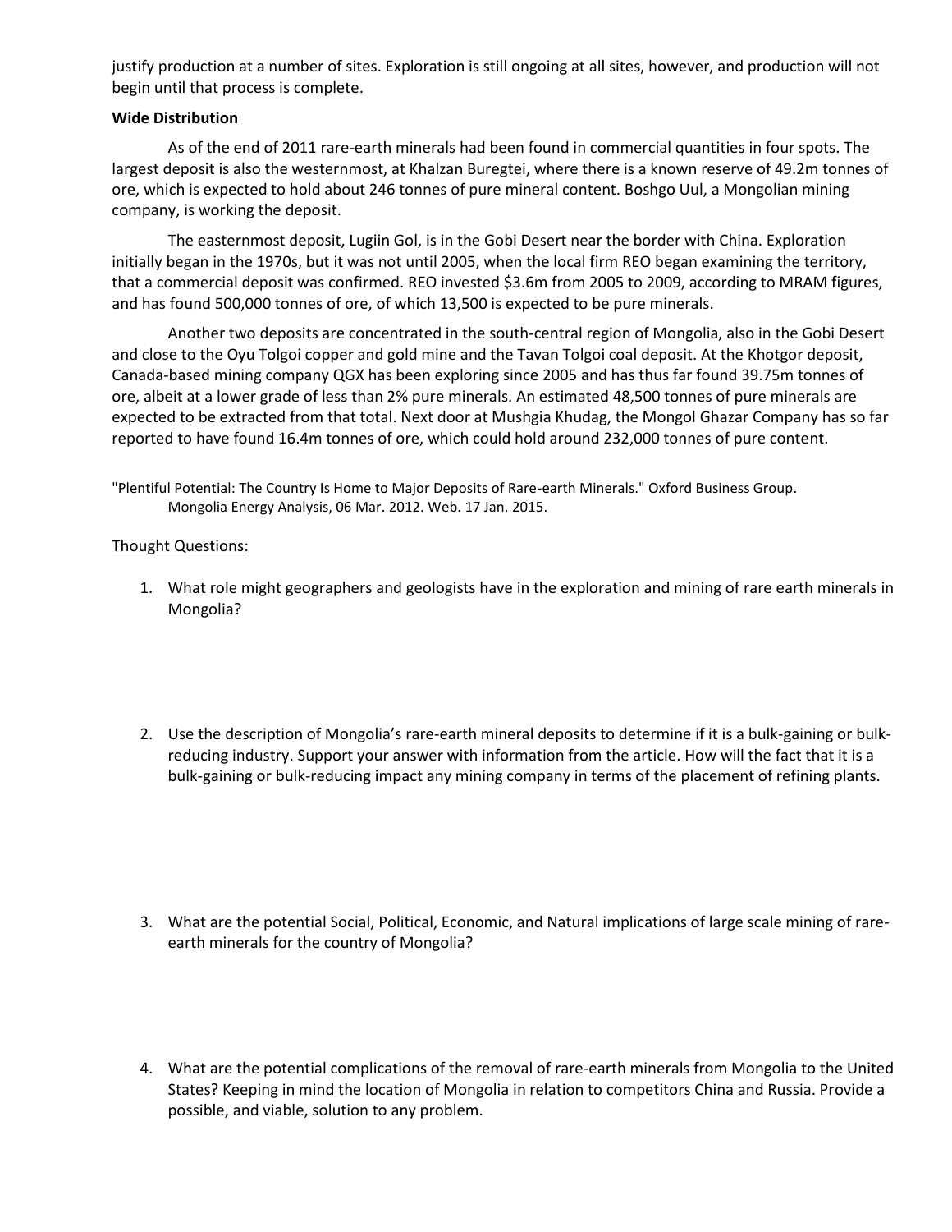justify production at a number of sites. Exploration is still ongoing at all sites, however, and production will not begin until that process is complete.

**Wide Distribution**

As of the end of 2011 rare-earth minerals had been found in commercial quantities in four spots. The largest deposit is also the westernmost, at Khalzan Buregtei, where there is a known reserve of 49.2m tonnes of ore, which is expected to hold about 246 tonnes of pure mineral content. Boshgo Uul, a Mongolian mining company, is working the deposit.

The easternmost deposit, Lugiin Gol, is in the Gobi Desert near the border with China. Exploration initially began in the 1970s, but it was not until 2005, when the local firm REO began examining the territory, that a commercial deposit was confirmed. REO invested $3.6m from 2005 to 2009, according to MRAM figures, and has found 500,000 tonnes of ore, of which 13,500 is expected to be pure minerals.

Another two deposits are concentrated in the south-central region of Mongolia, also in the Gobi Desert and close to the Oyu Tolgoi copper and gold mine and the Tavan Tolgoi coal deposit. At the Khotgor deposit, Canada-based mining company QGX has been exploring since 2005 and has thus far found 39.75m tonnes of ore, albeit at a lower grade of less than 2% pure minerals. An estimated 48,500 tonnes of pure minerals are expected to be extracted from that total. Next door at Mushgia Khudag, the Mongol Ghazar Company has so far reported to have found 16.4m tonnes of ore, which could hold around 232,000 tonnes of pure content.

"Plentiful Potential: The Country Is Home to Major Deposits of Rare-earth Minerals." Oxford Business Group. Mongolia Energy Analysis, 06 Mar. 2012. Web. 17 Jan. 2015.

<u>Thought Questions</u>:

1. What role might geographers and geologists have in the exploration and mining of rare earth minerals in Mongolia?

2. Use the description of Mongolia's rare-earth mineral deposits to determine if it is a bulk-gaining or bulk-reducing industry. Support your answer with information from the article. How will the fact that it is a bulk-gaining or bulk-reducing impact any mining company in terms of the placement of refining plants.

3. What are the potential Social, Political, Economic, and Natural implications of large scale mining of rare-earth minerals for the country of Mongolia?

4. What are the potential complications of the removal of rare-earth minerals from Mongolia to the United States? Keeping in mind the location of Mongolia in relation to competitors China and Russia. Provide a possible, and viable, solution to any problem.